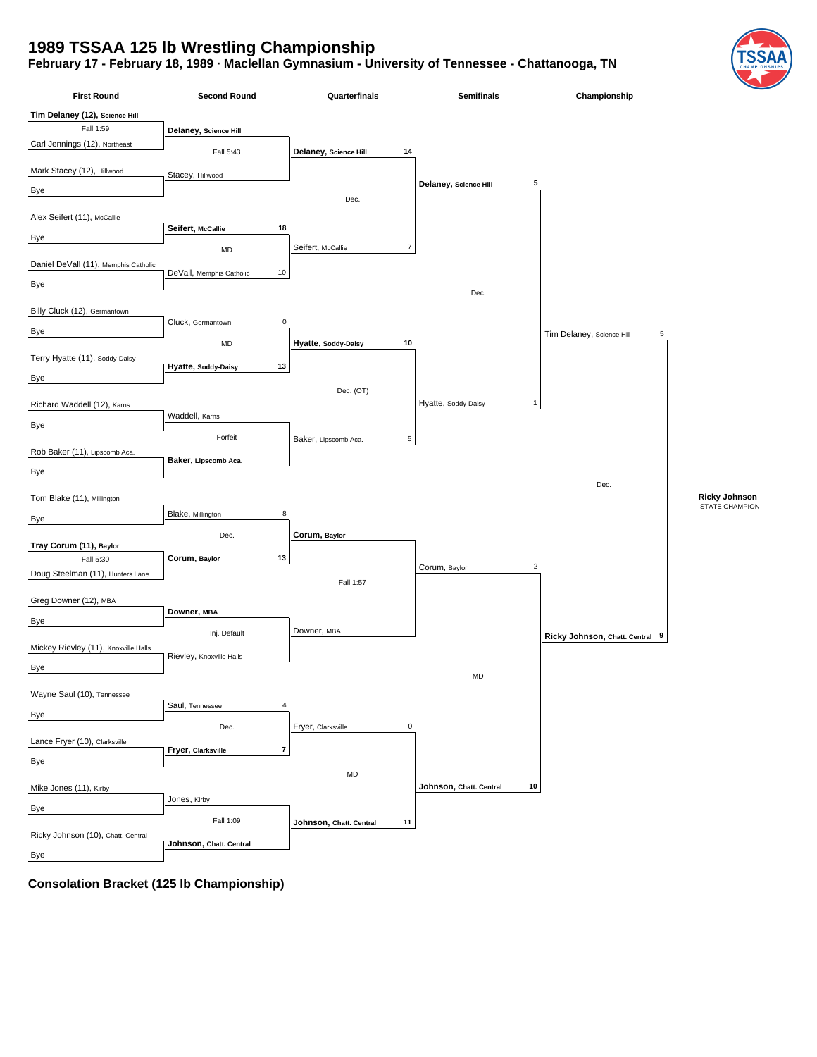# 1989 TSSAA 125 lb Wrestling Championship

**February 17 - February 18, 1989 · Maclellan Gymnasium - University of Tennessee - Chattanooga, TN**

## First Round

| Match | Wrestler 1 | Wrestler 2 | Result |
|---|---|---|---|
| 1 | **Tim Delaney (12), Science Hill** | Carl Jennings (12), Northeast | Fall 1:59 |
| 2 | Mark Stacey (12), Hillwood | Bye | |
| 3 | Alex Seifert (11), McCallie | Bye | |
| 4 | Daniel DeVall (11), Memphis Catholic | Bye | |
| 5 | Billy Cluck (12), Germantown | Bye | |
| 6 | Terry Hyatte (11), Soddy-Daisy | Bye | |
| 7 | Richard Waddell (12), Karns | Bye | |
| 8 | Rob Baker (11), Lipscomb Aca. | Bye | |
| 9 | Tom Blake (11), Millington | Bye | |
| 10 | **Tray Corum (11), Baylor** | Doug Steelman (11), Hunters Lane | Fall 5:30 |
| 11 | Greg Downer (12), MBA | Bye | |
| 12 | Mickey Rievley (11), Knoxville Halls | Bye | |
| 13 | Wayne Saul (10), Tennessee | Bye | |
| 14 | Lance Fryer (10), Clarksville | Bye | |
| 15 | Mike Jones (11), Kirby | Bye | |
| 16 | Ricky Johnson (10), Chatt. Central | Bye | |

## Second Round

| Wrestler 1 | Score | Wrestler 2 | Score | Result |
|---|---|---|---|---|
| **Delaney, Science Hill** | | Stacey, Hillwood | | Fall 5:43 |
| **Seifert, McCallie** | 18 | DeVall, Memphis Catholic | 10 | MD |
| Cluck, Germantown | 0 | **Hyatte, Soddy-Daisy** | 13 | MD |
| Waddell, Karns | | **Baker, Lipscomb Aca.** | | Forfeit |
| Blake, Millington | 8 | **Corum, Baylor** | 13 | Dec. |
| **Downer, MBA** | | Rievley, Knoxville Halls | | Inj. Default |
| Saul, Tennessee | 4 | **Fryer, Clarksville** | 7 | Dec. |
| Jones, Kirby | | **Johnson, Chatt. Central** | | Fall 1:09 |

## Quarterfinals

| Wrestler 1 | Score | Wrestler 2 | Score | Result |
|---|---|---|---|---|
| **Delaney, Science Hill** | 14 | Seifert, McCallie | 7 | Dec. |
| **Hyatte, Soddy-Daisy** | 10 | Baker, Lipscomb Aca. | 5 | Dec. (OT) |
| **Corum, Baylor** | | Downer, MBA | | Fall 1:57 |
| Fryer, Clarksville | 0 | **Johnson, Chatt. Central** | 11 | MD |

## Semifinals

| Wrestler 1 | Score | Wrestler 2 | Score | Result |
|---|---|---|---|---|
| **Delaney, Science Hill** | 5 | Hyatte, Soddy-Daisy | 1 | Dec. |
| Corum, Baylor | 2 | **Johnson, Chatt. Central** | 10 | MD |

## Championship

| Wrestler 1 | Score | Wrestler 2 | Score | Result |
|---|---|---|---|---|
| Tim Delaney, Science Hill | 5 | **Ricky Johnson, Chatt. Central** | 9 | Dec. |

**Ricky Johnson**
STATE CHAMPION

## Consolation Bracket (125 lb Championship)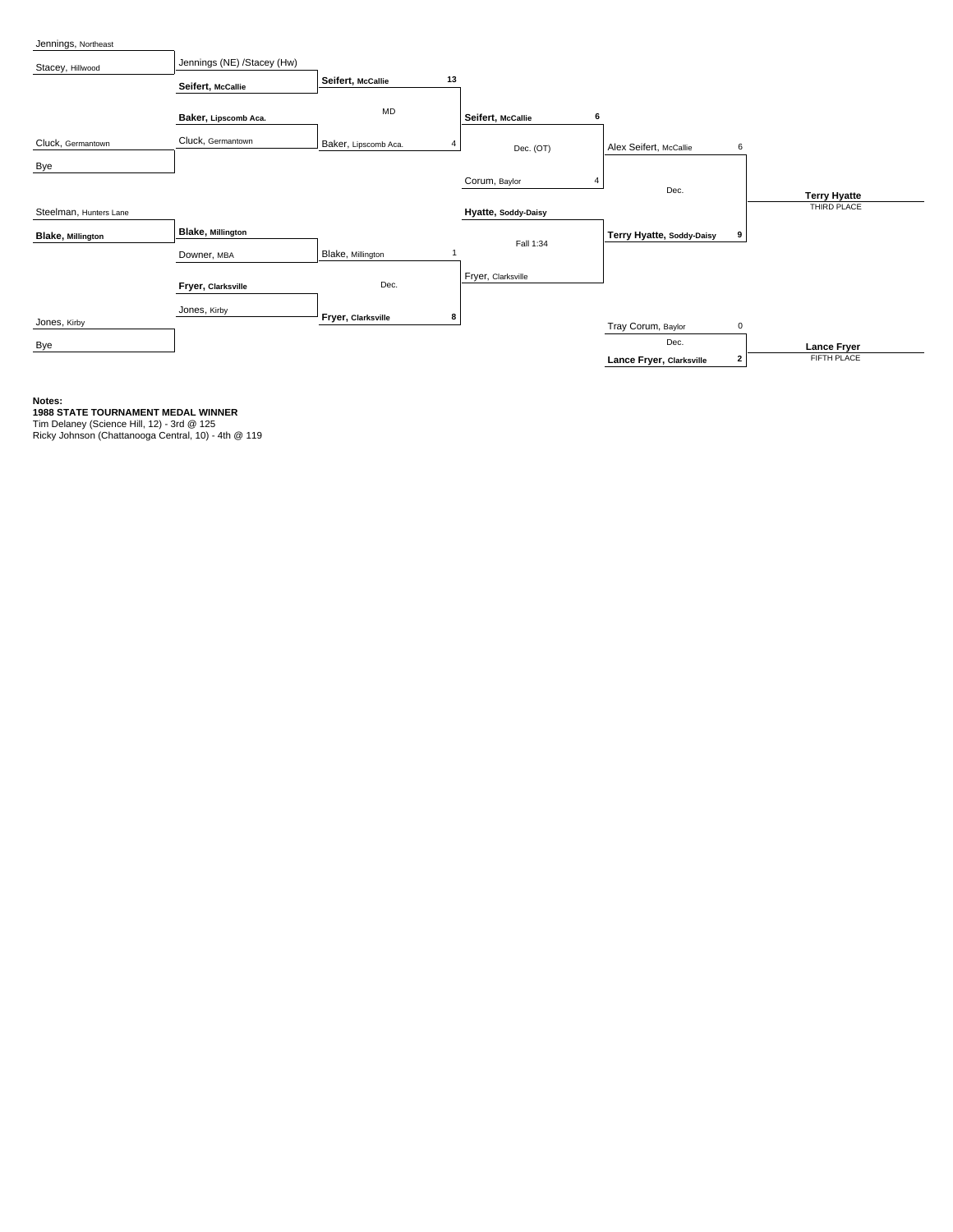Jennings, Northeast

Stacey, Hillwood

Jennings (NE) /Stacey (Hw)

**Seifert, McCallie**

**Seifert, McCallie** 13

MD

**Baker, Lipscomb Aca.**

Cluck, Germantown

Cluck, Germantown

Baker, Lipscomb Aca. 4

Bye

**Seifert, McCallie** 6

Dec. (OT)

Corum, Baylor 4

Alex Seifert, McCallie 6

Dec.

**Terry Hyatte, Soddy-Daisy** 9

**Terry Hyatte**
THIRD PLACE

Steelman, Hunters Lane

**Blake, Millington**

**Blake, Millington**

Downer, MBA

Blake, Millington 1

Dec.

**Fryer, Clarksville**

Jones, Kirby

**Fryer, Clarksville** 8

Jones, Kirby

Bye

**Hyatte, Soddy-Daisy**

Fall 1:34

Fryer, Clarksville

Tray Corum, Baylor 0

Dec.

**Lance Fryer, Clarksville** 2

**Lance Fryer**
FIFTH PLACE

**Notes:**

**1988 STATE TOURNAMENT MEDAL WINNER**

Tim Delaney (Science Hill, 12) - 3rd @ 125

Ricky Johnson (Chattanooga Central, 10) - 4th @ 119